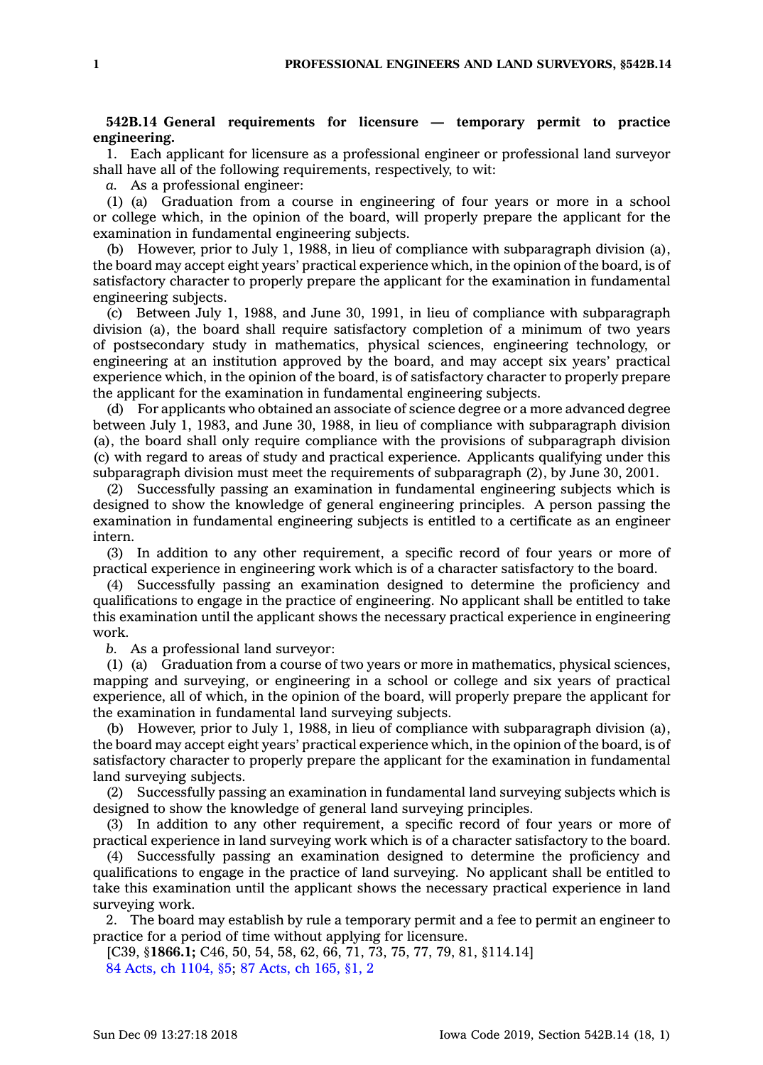**542B.14 General requirements for licensure — temporary permit to practice engineering.**

1. Each applicant for licensure as a professional engineer or professional land surveyor shall have all of the following requirements, respectively, to wit:

*a.* As a professional engineer:

(1) (a) Graduation from a course in engineering of four years or more in a school or college which, in the opinion of the board, will properly prepare the applicant for the examination in fundamental engineering subjects.

(b) However, prior to July 1, 1988, in lieu of compliance with subparagraph division (a), the board may accept eight years' practical experience which, in the opinion of the board, is of satisfactory character to properly prepare the applicant for the examination in fundamental engineering subjects.

(c) Between July 1, 1988, and June 30, 1991, in lieu of compliance with subparagraph division (a), the board shall require satisfactory completion of a minimum of two years of postsecondary study in mathematics, physical sciences, engineering technology, or engineering at an institution approved by the board, and may accept six years' practical experience which, in the opinion of the board, is of satisfactory character to properly prepare the applicant for the examination in fundamental engineering subjects.

(d) For applicants who obtained an associate of science degree or a more advanced degree between July 1, 1983, and June 30, 1988, in lieu of compliance with subparagraph division (a), the board shall only require compliance with the provisions of subparagraph division (c) with regard to areas of study and practical experience. Applicants qualifying under this subparagraph division must meet the requirements of subparagraph (2), by June 30, 2001.

(2) Successfully passing an examination in fundamental engineering subjects which is designed to show the knowledge of general engineering principles. A person passing the examination in fundamental engineering subjects is entitled to a certificate as an engineer intern.

(3) In addition to any other requirement, a specific record of four years or more of practical experience in engineering work which is of a character satisfactory to the board.

(4) Successfully passing an examination designed to determine the proficiency and qualifications to engage in the practice of engineering. No applicant shall be entitled to take this examination until the applicant shows the necessary practical experience in engineering work.

*b.* As a professional land surveyor:

(1) (a) Graduation from a course of two years or more in mathematics, physical sciences, mapping and surveying, or engineering in a school or college and six years of practical experience, all of which, in the opinion of the board, will properly prepare the applicant for the examination in fundamental land surveying subjects.

(b) However, prior to July 1, 1988, in lieu of compliance with subparagraph division (a), the board may accept eight years' practical experience which, in the opinion of the board, is of satisfactory character to properly prepare the applicant for the examination in fundamental land surveying subjects.

(2) Successfully passing an examination in fundamental land surveying subjects which is designed to show the knowledge of general land surveying principles.

(3) In addition to any other requirement, a specific record of four years or more of practical experience in land surveying work which is of a character satisfactory to the board.

(4) Successfully passing an examination designed to determine the proficiency and qualifications to engage in the practice of land surveying. No applicant shall be entitled to take this examination until the applicant shows the necessary practical experience in land surveying work.

2. The board may establish by rule a temporary permit and a fee to permit an engineer to practice for a period of time without applying for licensure.

[C39, §**1866.1;** C46, 50, 54, 58, 62, 66, 71, 73, 75, 77, 79, 81, §114.14]

84 Acts, ch 1104, §5; 87 Acts, ch 165, §1, 2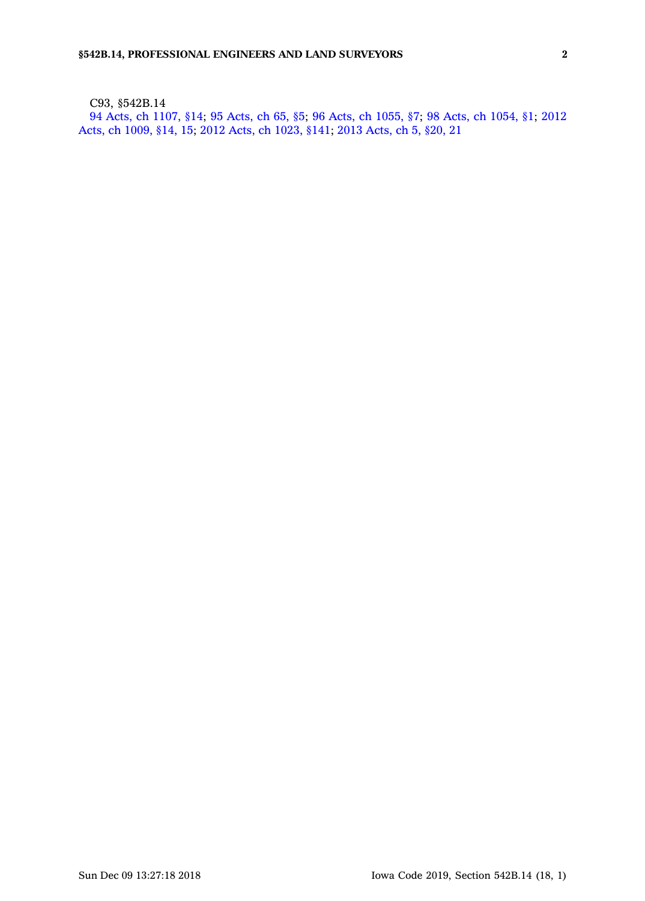C93, §542B.14

94 Acts, ch 1107, §14; 95 Acts, ch 65, §5; 96 Acts, ch 1055, §7; 98 Acts, ch 1054, §1; 2012 Acts, ch 1009, §14, 15; 2012 Acts, ch 1023, §141; 2013 Acts, ch 5, §20, 21